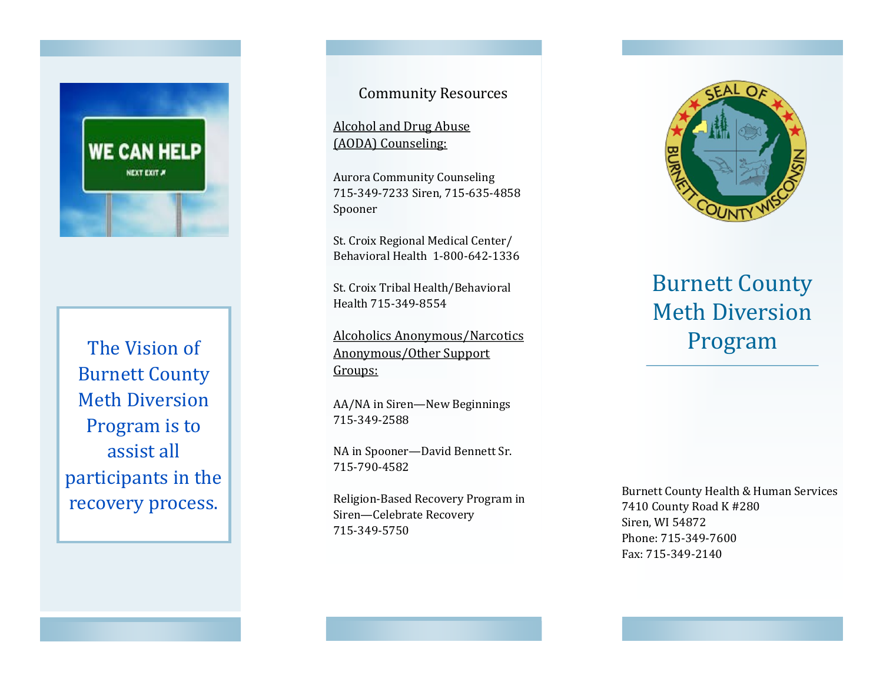The Vision of Burnett County Meth Diversion Program is to assist all participants in the recovery process.

## Community Resources

__Alcohol and Drug Abuse (AODA) Counseling:__

Aurora Community Counseling
715-349-7233 Siren, 715-635-4858 Spooner

St. Croix Regional Medical Center/ Behavioral Health 1-800-642-1336

St. Croix Tribal Health/Behavioral Health 715-349-8554

__Alcoholics Anonymous/Narcotics Anonymous/Other Support Groups:__

AA/NA in Siren—New Beginnings
715-349-2588

NA in Spooner—David Bennett Sr.
715-790-4582

Religion-Based Recovery Program in Siren—Celebrate Recovery
715-349-5750

# Burnett County Meth Diversion Program

Burnett County Health & Human Services
7410 County Road K #280
Siren, WI 54872
Phone: 715-349-7600
Fax: 715-349-2140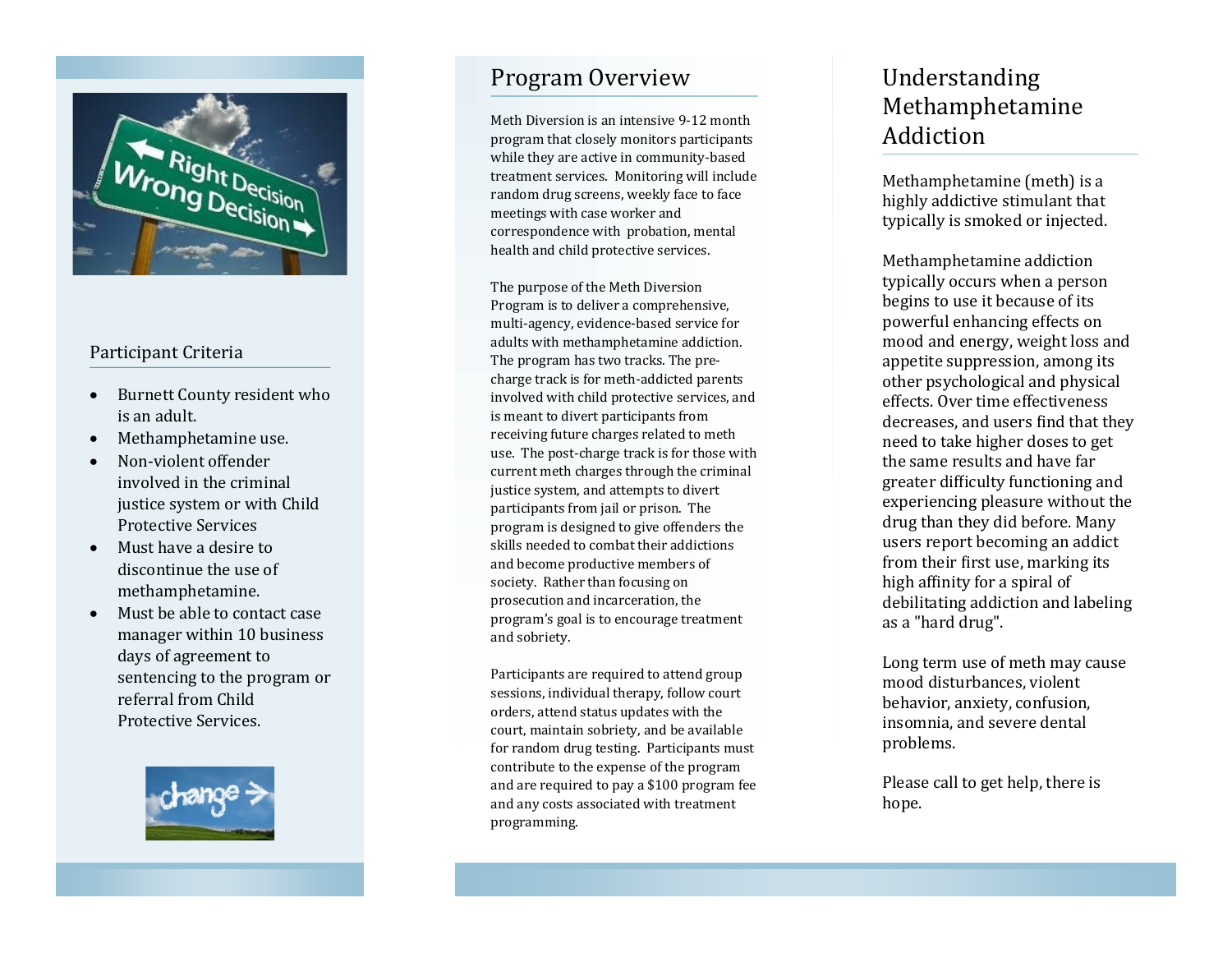## Participant Criteria

- Burnett County resident who is an adult.
- Methamphetamine use.
- Non-violent offender involved in the criminal justice system or with Child Protective Services
- Must have a desire to discontinue the use of methamphetamine.
- Must be able to contact case manager within 10 business days of agreement to sentencing to the program or referral from Child Protective Services.

## Program Overview

Meth Diversion is an intensive 9-12 month program that closely monitors participants while they are active in community-based treatment services. Monitoring will include random drug screens, weekly face to face meetings with case worker and correspondence with probation, mental health and child protective services.

The purpose of the Meth Diversion Program is to deliver a comprehensive, multi-agency, evidence-based service for adults with methamphetamine addiction. The program has two tracks. The pre-charge track is for meth-addicted parents involved with child protective services, and is meant to divert participants from receiving future charges related to meth use. The post-charge track is for those with current meth charges through the criminal justice system, and attempts to divert participants from jail or prison. The program is designed to give offenders the skills needed to combat their addictions and become productive members of society. Rather than focusing on prosecution and incarceration, the program's goal is to encourage treatment and sobriety.

Participants are required to attend group sessions, individual therapy, follow court orders, attend status updates with the court, maintain sobriety, and be available for random drug testing. Participants must contribute to the expense of the program and are required to pay a $100 program fee and any costs associated with treatment programming.

## Understanding Methamphetamine Addiction

Methamphetamine (meth) is a highly addictive stimulant that typically is smoked or injected.

Methamphetamine addiction typically occurs when a person begins to use it because of its powerful enhancing effects on mood and energy, weight loss and appetite suppression, among its other psychological and physical effects. Over time effectiveness decreases, and users find that they need to take higher doses to get the same results and have far greater difficulty functioning and experiencing pleasure without the drug than they did before. Many users report becoming an addict from their first use, marking its high affinity for a spiral of debilitating addiction and labeling as a "hard drug".

Long term use of meth may cause mood disturbances, violent behavior, anxiety, confusion, insomnia, and severe dental problems.

Please call to get help, there is hope.